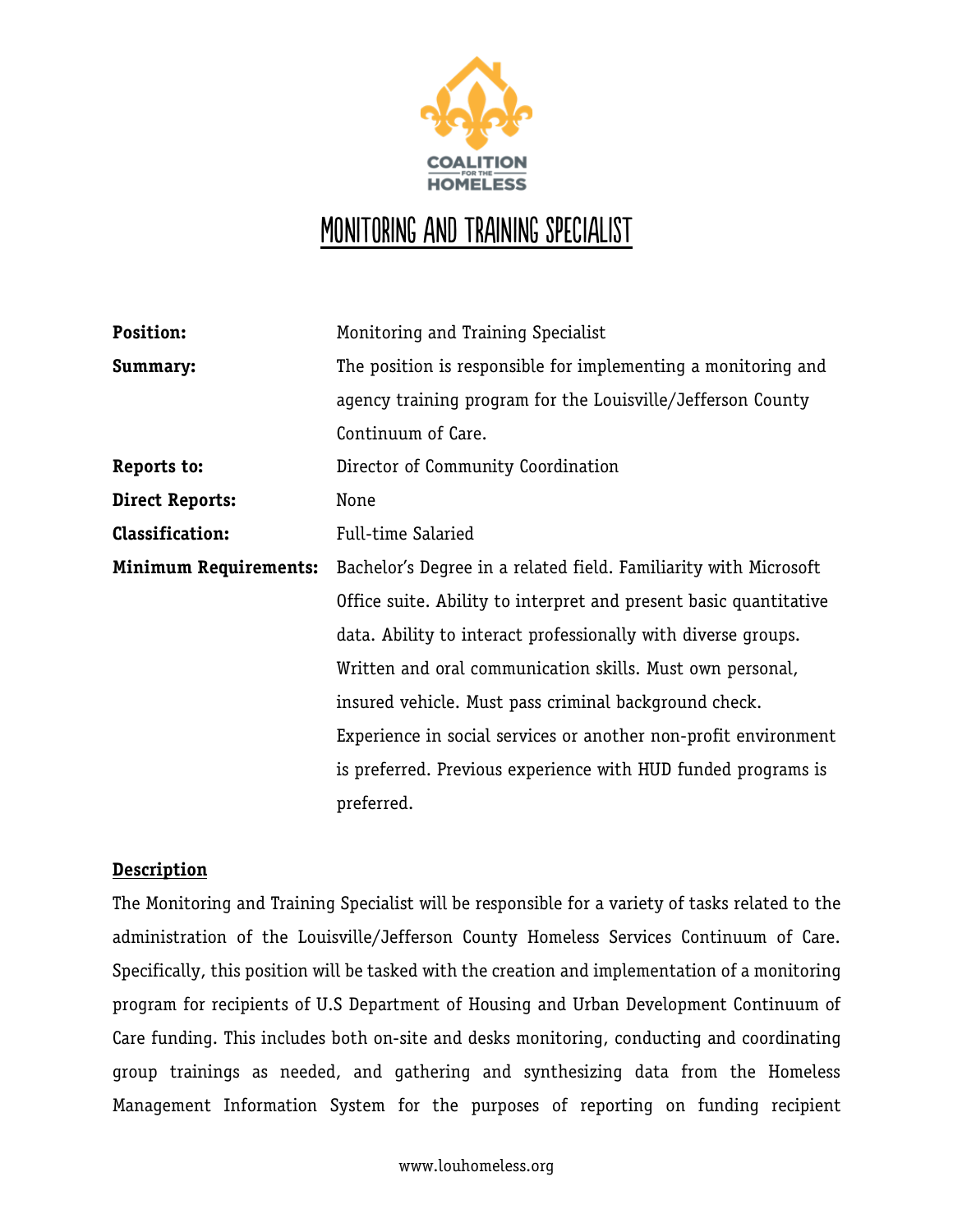# Monitoring and Training Specialist

| | |
|---|---|
| **Position:** | Monitoring and Training Specialist |
| **Summary:** | The position is responsible for implementing a monitoring and agency training program for the Louisville/Jefferson County Continuum of Care. |
| **Reports to:** | Director of Community Coordination |
| **Direct Reports:** | None |
| **Classification:** | Full-time Salaried |
| **Minimum Requirements:** | Bachelor's Degree in a related field. Familiarity with Microsoft Office suite. Ability to interpret and present basic quantitative data. Ability to interact professionally with diverse groups. Written and oral communication skills. Must own personal, insured vehicle. Must pass criminal background check. Experience in social services or another non-profit environment is preferred. Previous experience with HUD funded programs is preferred. |

## Description

The Monitoring and Training Specialist will be responsible for a variety of tasks related to the administration of the Louisville/Jefferson County Homeless Services Continuum of Care. Specifically, this position will be tasked with the creation and implementation of a monitoring program for recipients of U.S Department of Housing and Urban Development Continuum of Care funding. This includes both on-site and desks monitoring, conducting and coordinating group trainings as needed, and gathering and synthesizing data from the Homeless Management Information System for the purposes of reporting on funding recipient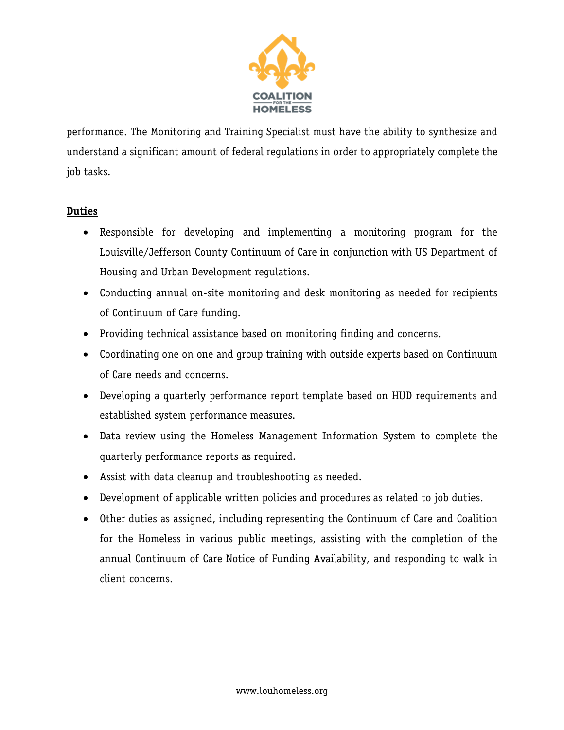performance. The Monitoring and Training Specialist must have the ability to synthesize and understand a significant amount of federal regulations in order to appropriately complete the job tasks.

**Duties**

- Responsible for developing and implementing a monitoring program for the Louisville/Jefferson County Continuum of Care in conjunction with US Department of Housing and Urban Development regulations.
- Conducting annual on-site monitoring and desk monitoring as needed for recipients of Continuum of Care funding.
- Providing technical assistance based on monitoring finding and concerns.
- Coordinating one on one and group training with outside experts based on Continuum of Care needs and concerns.
- Developing a quarterly performance report template based on HUD requirements and established system performance measures.
- Data review using the Homeless Management Information System to complete the quarterly performance reports as required.
- Assist with data cleanup and troubleshooting as needed.
- Development of applicable written policies and procedures as related to job duties.
- Other duties as assigned, including representing the Continuum of Care and Coalition for the Homeless in various public meetings, assisting with the completion of the annual Continuum of Care Notice of Funding Availability, and responding to walk in client concerns.